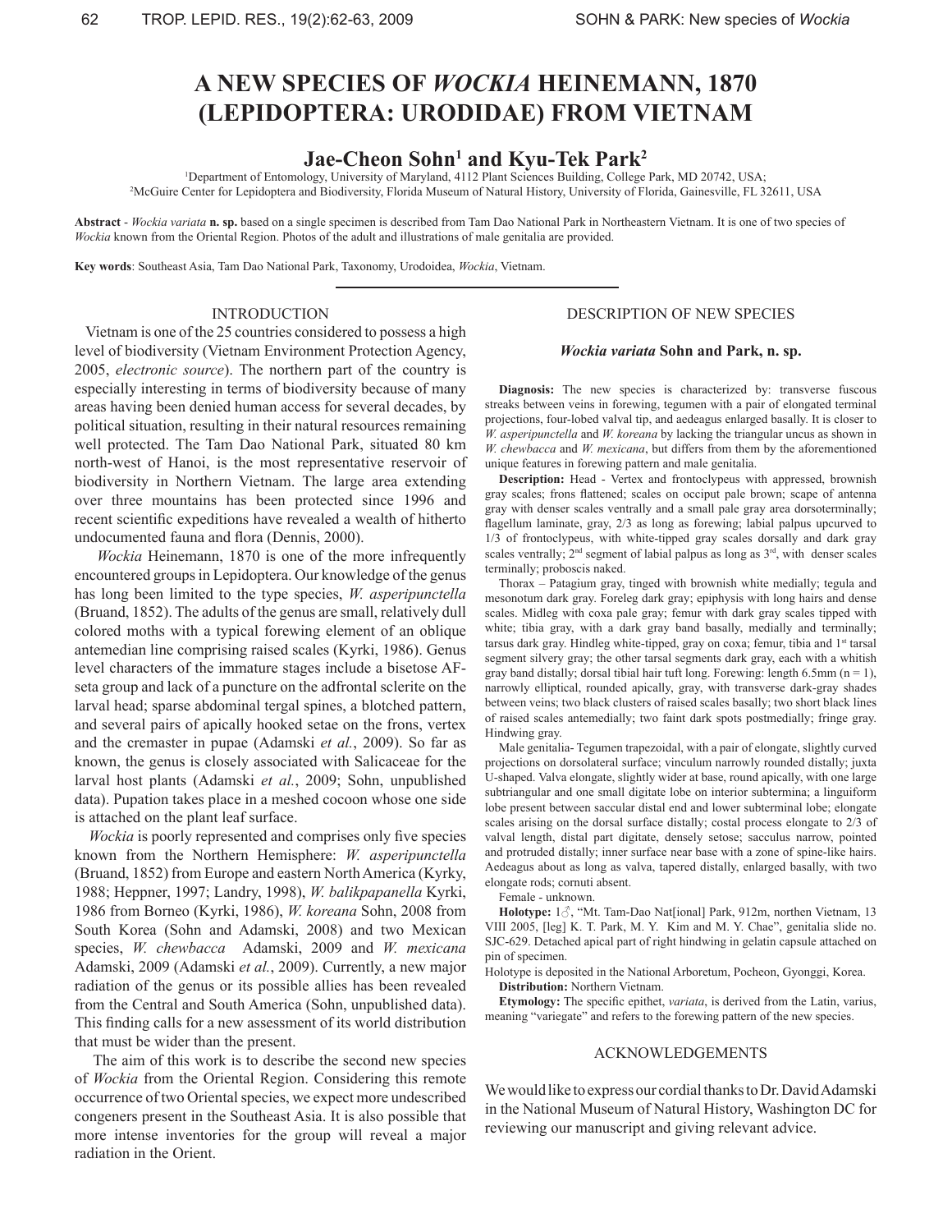# A NEW SPECIES OF *WOCKIA* HEINEMANN, 1870 (LEPIDOPTERA: URODIDAE) FROM VIETNAM

## Jae-Cheon Sohn[1] and Kyu-Tek Park[2]

[1]Department of Entomology, University of Maryland, 4112 Plant Sciences Building, College Park, MD 20742, USA;
[2]McGuire Center for Lepidoptera and Biodiversity, Florida Museum of Natural History, University of Florida, Gainesville, FL 32611, USA

**Abstract** - *Wockia variata* **n. sp.** based on a single specimen is described from Tam Dao National Park in Northeastern Vietnam. It is one of two species of *Wockia* known from the Oriental Region. Photos of the adult and illustrations of male genitalia are provided.

**Key words**: Southeast Asia, Tam Dao National Park, Taxonomy, Urodoidea, *Wockia*, Vietnam.

## INTRODUCTION

Vietnam is one of the 25 countries considered to possess a high level of biodiversity (Vietnam Environment Protection Agency, 2005, *electronic source*). The northern part of the country is especially interesting in terms of biodiversity because of many areas having been denied human access for several decades, by political situation, resulting in their natural resources remaining well protected. The Tam Dao National Park, situated 80 km north-west of Hanoi, is the most representative reservoir of biodiversity in Northern Vietnam. The large area extending over three mountains has been protected since 1996 and recent scientific expeditions have revealed a wealth of hitherto undocumented fauna and flora (Dennis, 2000).

*Wockia* Heinemann, 1870 is one of the more infrequently encountered groups in Lepidoptera. Our knowledge of the genus has long been limited to the type species, *W. asperipunctella* (Bruand, 1852). The adults of the genus are small, relatively dull colored moths with a typical forewing element of an oblique antemedian line comprising raised scales (Kyrki, 1986). Genus level characters of the immature stages include a bisetose AF-seta group and lack of a puncture on the adfrontal sclerite on the larval head; sparse abdominal tergal spines, a blotched pattern, and several pairs of apically hooked setae on the frons, vertex and the cremaster in pupae (Adamski *et al.*, 2009). So far as known, the genus is closely associated with Salicaceae for the larval host plants (Adamski *et al.*, 2009; Sohn, unpublished data). Pupation takes place in a meshed cocoon whose one side is attached on the plant leaf surface.

*Wockia* is poorly represented and comprises only five species known from the Northern Hemisphere: *W. asperipunctella* (Bruand, 1852) from Europe and eastern North America (Kyrky, 1988; Heppner, 1997; Landry, 1998), *W. balikpapanella* Kyrki, 1986 from Borneo (Kyrki, 1986), *W. koreana* Sohn, 2008 from South Korea (Sohn and Adamski, 2008) and two Mexican species, *W. chewbacca* Adamski, 2009 and *W. mexicana* Adamski, 2009 (Adamski *et al.*, 2009). Currently, a new major radiation of the genus or its possible allies has been revealed from the Central and South America (Sohn, unpublished data). This finding calls for a new assessment of its world distribution that must be wider than the present.

The aim of this work is to describe the second new species of *Wockia* from the Oriental Region. Considering this remote occurrence of two Oriental species, we expect more undescribed congeners present in the Southeast Asia. It is also possible that more intense inventories for the group will reveal a major radiation in the Orient.

## DESCRIPTION OF NEW SPECIES

### *Wockia variata* Sohn and Park, n. sp.

**Diagnosis:** The new species is characterized by: transverse fuscous streaks between veins in forewing, tegumen with a pair of elongated terminal projections, four-lobed valval tip, and aedeagus enlarged basally. It is closer to *W. asperipunctella* and *W. koreana* by lacking the triangular uncus as shown in *W. chewbacca* and *W. mexicana*, but differs from them by the aforementioned unique features in forewing pattern and male genitalia.

**Description:** Head - Vertex and frontoclypeus with appressed, brownish gray scales; frons flattened; scales on occiput pale brown; scape of antenna gray with denser scales ventrally and a small pale gray area dorsoterminally; flagellum laminate, gray, 2/3 as long as forewing; labial palpus upcurved to 1/3 of frontoclypeus, with white-tipped gray scales dorsally and dark gray scales ventrally; 2nd segment of labial palpus as long as 3rd, with denser scales terminally; proboscis naked.

Thorax – Patagium gray, tinged with brownish white medially; tegula and mesonotum dark gray. Foreleg dark gray; epiphysis with long hairs and dense scales. Midleg with coxa pale gray; femur with dark gray scales tipped with white; tibia gray, with a dark gray band basally, medially and terminally; tarsus dark gray. Hindleg white-tipped, gray on coxa; femur, tibia and 1st tarsal segment silvery gray; the other tarsal segments dark gray, each with a whitish gray band distally; dorsal tibial hair tuft long. Forewing: length 6.5mm (n = 1), narrowly elliptical, rounded apically, gray, with transverse dark-gray shades between veins; two black clusters of raised scales basally; two short black lines of raised scales antemedially; two faint dark spots postmedially; fringe gray. Hindwing gray.

Male genitalia- Tegumen trapezoidal, with a pair of elongate, slightly curved projections on dorsolateral surface; vinculum narrowly rounded distally; juxta U-shaped. Valva elongate, slightly wider at base, round apically, with one large subtriangular and one small digitate lobe on interior subtermina; a linguiform lobe present between saccular distal end and lower subterminal lobe; elongate scales arising on the dorsal surface distally; costal process elongate to 2/3 of valval length, distal part digitate, densely setose; sacculus narrow, pointed and protruded distally; inner surface near base with a zone of spine-like hairs. Aedeagus about as long as valva, tapered distally, enlarged basally, with two elongate rods; cornuti absent.

Female - unknown.

**Holotype:** 1♂, "Mt. Tam-Dao Nat[ional] Park, 912m, northen Vietnam, 13 VIII 2005, [leg] K. T. Park, M. Y. Kim and M. Y. Chae", genitalia slide no. SJC-629. Detached apical part of right hindwing in gelatin capsule attached on pin of specimen.

Holotype is deposited in the National Arboretum, Pocheon, Gyonggi, Korea.

**Distribution:** Northern Vietnam.

**Etymology:** The specific epithet, *variata*, is derived from the Latin, varius, meaning "variegate" and refers to the forewing pattern of the new species.

## ACKNOWLEDGEMENTS

We would like to express our cordial thanks to Dr. David Adamski in the National Museum of Natural History, Washington DC for reviewing our manuscript and giving relevant advice.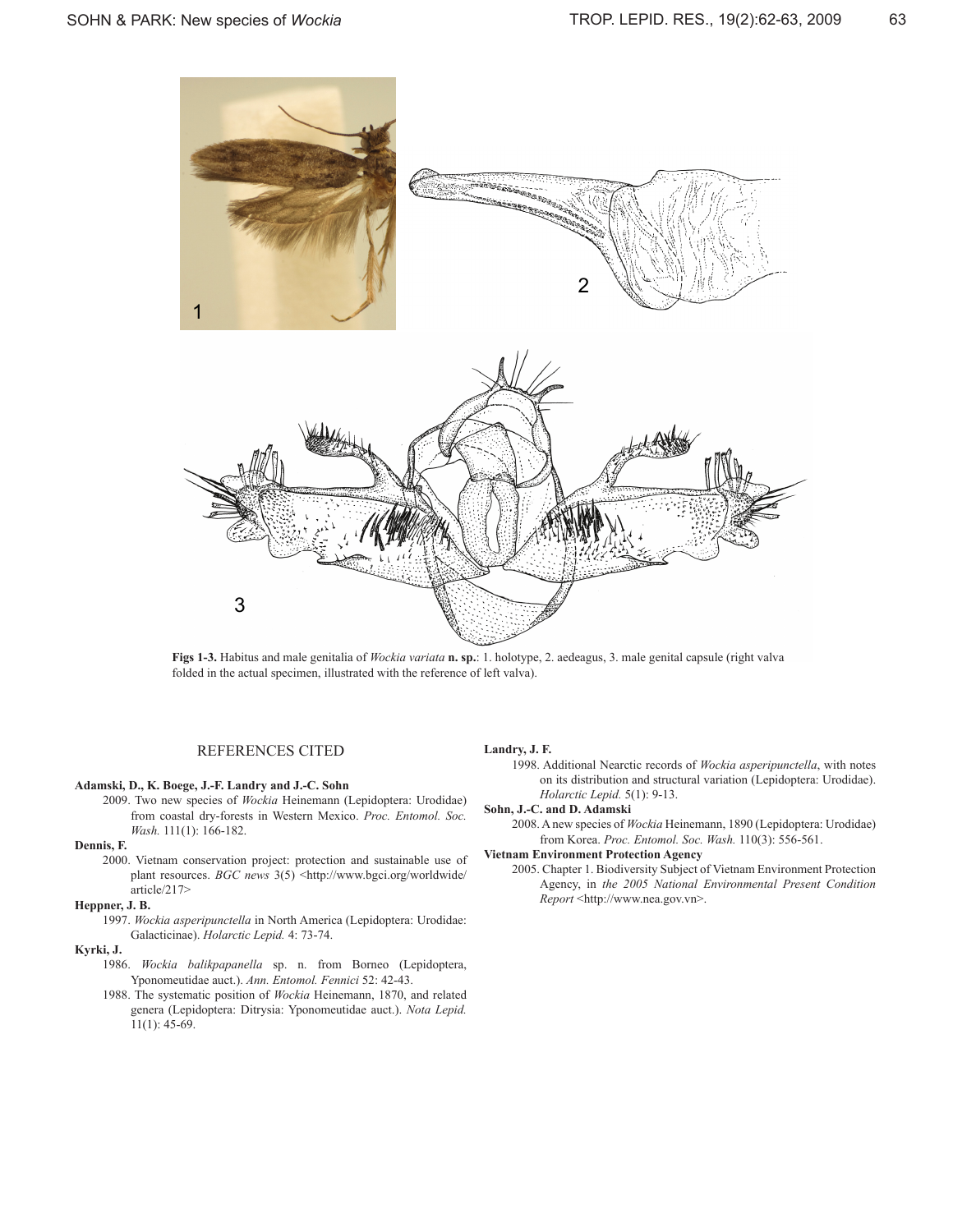**Figs 1-3.** Habitus and male genitalia of *Wockia variata* **n. sp.**: 1. holotype, 2. aedeagus, 3. male genital capsule (right valva folded in the actual specimen, illustrated with the reference of left valva).

## REFERENCES CITED

**Adamski, D., K. Boege, J.-F. Landry and J.-C. Sohn**
2009. Two new species of *Wockia* Heinemann (Lepidoptera: Urodidae) from coastal dry-forests in Western Mexico. *Proc. Entomol. Soc. Wash.* 111(1): 166-182.

**Dennis, F.**
2000. Vietnam conservation project: protection and sustainable use of plant resources. *BGC news* 3(5) <http://www.bgci.org/worldwide/article/217>

**Heppner, J. B.**
1997. *Wockia asperipunctella* in North America (Lepidoptera: Urodidae: Galacticinae). *Holarctic Lepid.* 4: 73-74.

**Kyrki, J.**
1986. *Wockia balikpapanella* sp. n. from Borneo (Lepidoptera, Yponomeutidae auct.). *Ann. Entomol. Fennici* 52: 42-43.
1988. The systematic position of *Wockia* Heinemann, 1870, and related genera (Lepidoptera: Ditrysia: Yponomeutidae auct.). *Nota Lepid.* 11(1): 45-69.

**Landry, J. F.**
1998. Additional Nearctic records of *Wockia asperipunctella*, with notes on its distribution and structural variation (Lepidoptera: Urodidae). *Holarctic Lepid.* 5(1): 9-13.

**Sohn, J.-C. and D. Adamski**
2008. A new species of *Wockia* Heinemann, 1890 (Lepidoptera: Urodidae) from Korea. *Proc. Entomol. Soc. Wash.* 110(3): 556-561.

**Vietnam Environment Protection Agency**
2005. Chapter 1. Biodiversity Subject of Vietnam Environment Protection Agency, in *the 2005 National Environmental Present Condition Report* <http://www.nea.gov.vn>.